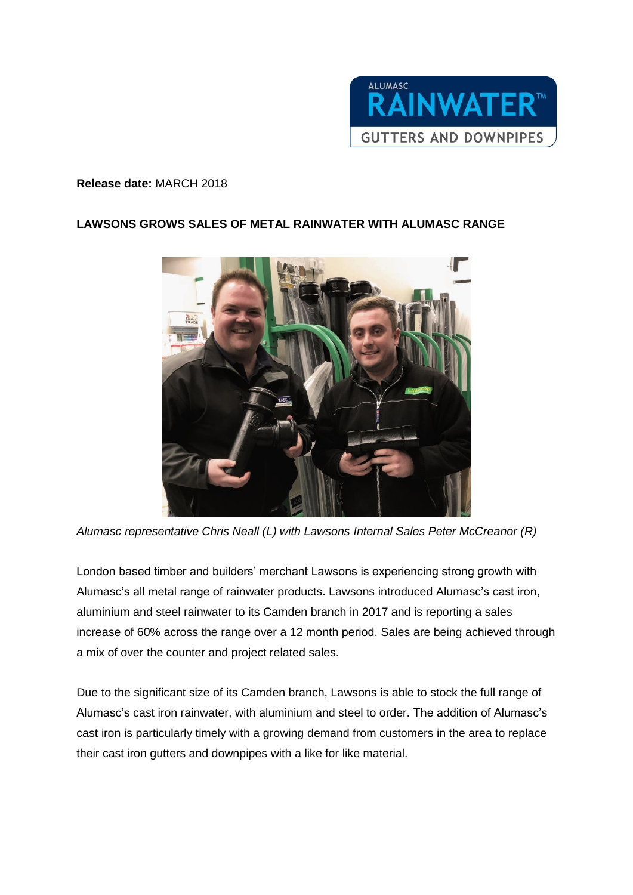**Release date:** MARCH 2018

**LAWSONS GROWS SALES OF METAL RAINWATER WITH ALUMASC RANGE**

*Alumasc representative Chris Neall (L) with Lawsons Internal Sales Peter McCreanor (R)*

London based timber and builders' merchant Lawsons is experiencing strong growth with Alumasc's all metal range of rainwater products. Lawsons introduced Alumasc's cast iron, aluminium and steel rainwater to its Camden branch in 2017 and is reporting a sales increase of 60% across the range over a 12 month period. Sales are being achieved through a mix of over the counter and project related sales.

Due to the significant size of its Camden branch, Lawsons is able to stock the full range of Alumasc's cast iron rainwater, with aluminium and steel to order. The addition of Alumasc's cast iron is particularly timely with a growing demand from customers in the area to replace their cast iron gutters and downpipes with a like for like material.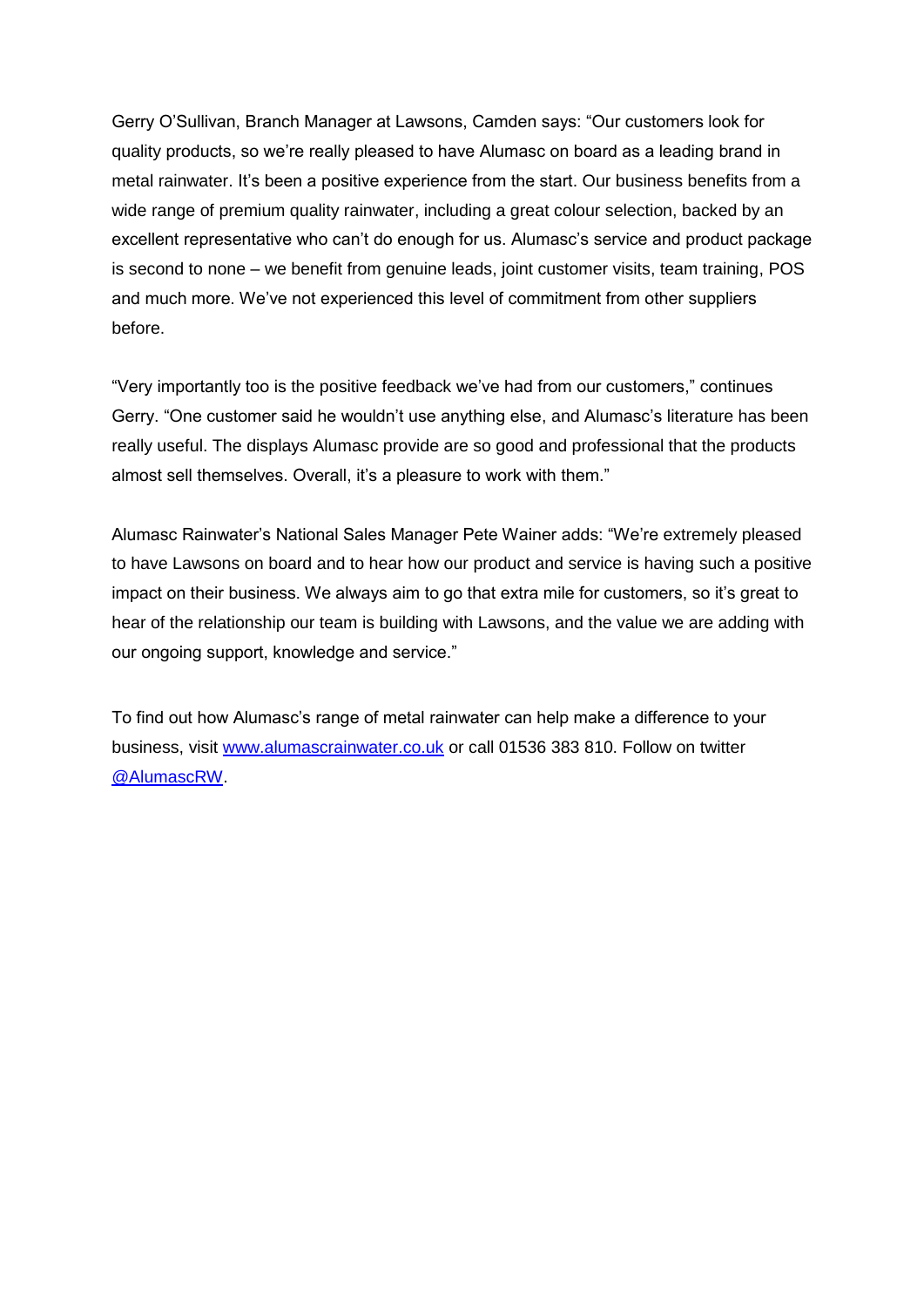Gerry O'Sullivan, Branch Manager at Lawsons, Camden says: "Our customers look for quality products, so we're really pleased to have Alumasc on board as a leading brand in metal rainwater. It's been a positive experience from the start. Our business benefits from a wide range of premium quality rainwater, including a great colour selection, backed by an excellent representative who can't do enough for us. Alumasc's service and product package is second to none – we benefit from genuine leads, joint customer visits, team training, POS and much more. We've not experienced this level of commitment from other suppliers before.

"Very importantly too is the positive feedback we've had from our customers," continues Gerry. "One customer said he wouldn't use anything else, and Alumasc's literature has been really useful. The displays Alumasc provide are so good and professional that the products almost sell themselves. Overall, it's a pleasure to work with them."

Alumasc Rainwater's National Sales Manager Pete Wainer adds: "We're extremely pleased to have Lawsons on board and to hear how our product and service is having such a positive impact on their business. We always aim to go that extra mile for customers, so it's great to hear of the relationship our team is building with Lawsons, and the value we are adding with our ongoing support, knowledge and service."

To find out how Alumasc's range of metal rainwater can help make a difference to your business, visit [www.alumascrainwater.co.uk](http://www.alumascrainwater.co.uk) or call 01536 383 810. Follow on twitter [@AlumascRW](https://twitter.com/AlumascRW).